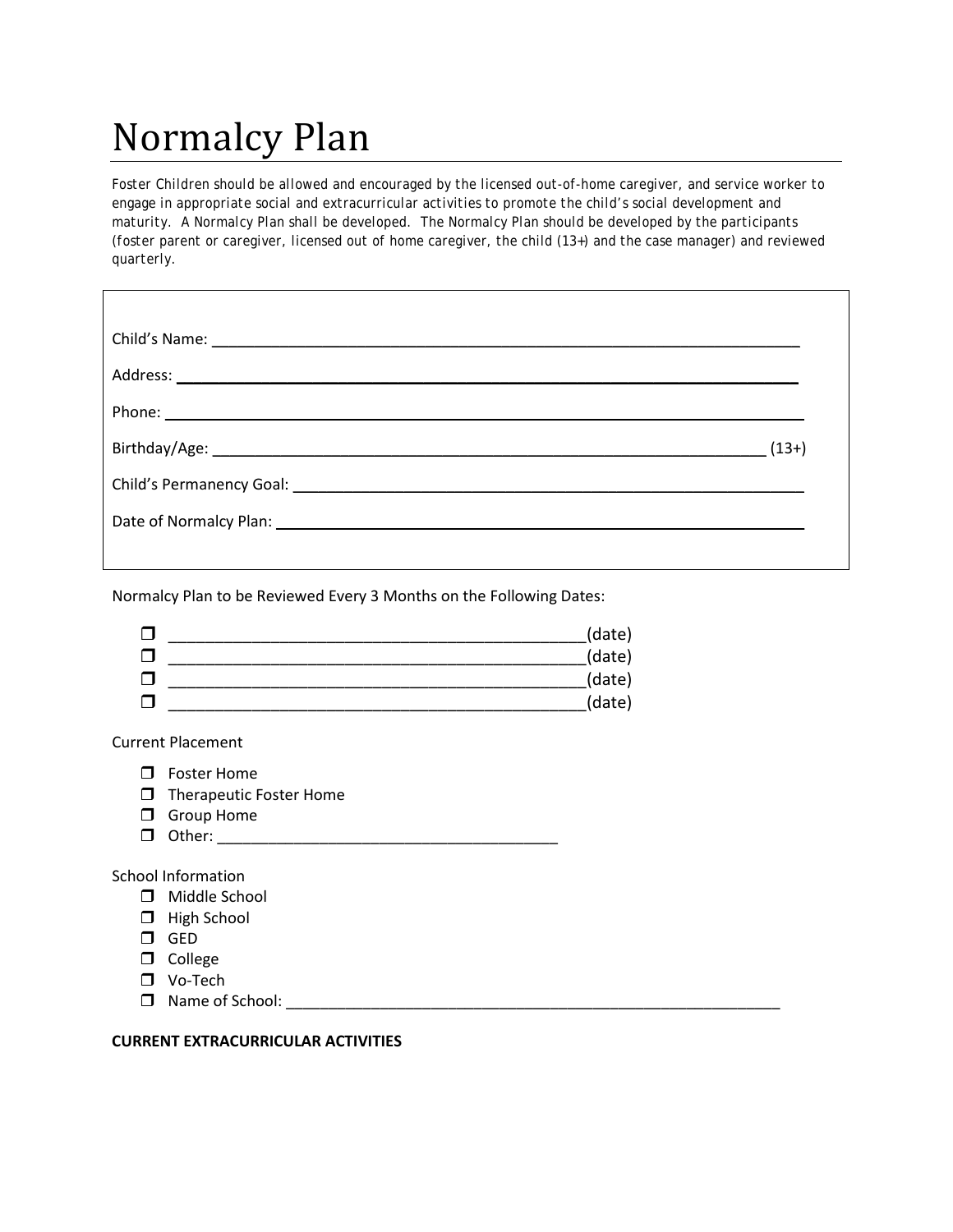# Normalcy Plan

*Foster Children should be allowed and encouraged by the licensed out-of-home caregiver, and service worker to engage in appropriate social and extracurricular activities to promote the child's social development and maturity. A Normalcy Plan shall be developed. The Normalcy Plan should be developed by the participants (foster parent or caregiver, licensed out of home caregiver, the child (13+) and the case manager) and reviewed quarterly.*

Child's Name: ____________________________________________

Address: ____________________________________________

Phone: ____________________________________________

Birthday/Age: ____________________________________________ (13+)

Child's Permanency Goal: ____________________________________________

Date of Normalcy Plan: ____________________________________________

Normalcy Plan to be Reviewed Every 3 Months on the Following Dates:

- ☐ ______________________________________________(date)
- ☐ ______________________________________________(date)
- ☐ ______________________________________________(date)
- ☐ ______________________________________________(date)

Current Placement

- ☐ Foster Home
- ☐ Therapeutic Foster Home
- ☐ Group Home
- ☐ Other: ______________________________________

School Information

- ☐ Middle School
- ☐ High School
- ☐ GED
- ☐ College
- ☐ Vo-Tech
- ☐ Name of School: ________________________________________________________

**CURRENT EXTRACURRICULAR ACTIVITIES**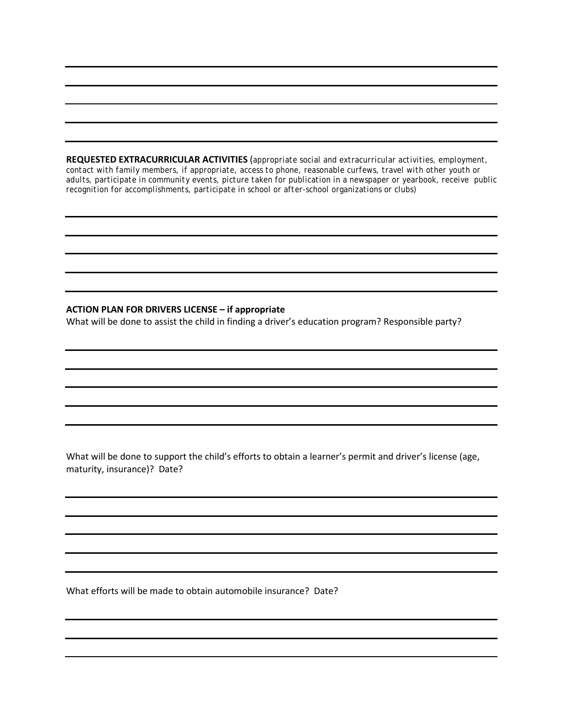**REQUESTED EXTRACURRICULAR ACTIVITIES** (appropriate social and extracurricular activities, employment, contact with family members, if appropriate, access to phone, reasonable curfews, travel with other youth or adults, participate in community events, picture taken for publication in a newspaper or yearbook, receive public recognition for accomplishments, participate in school or after-school organizations or clubs)

**ACTION PLAN FOR DRIVERS LICENSE – if appropriate**

What will be done to assist the child in finding a driver's education program? Responsible party?

What will be done to support the child's efforts to obtain a learner's permit and driver's license (age, maturity, insurance)? Date?

What efforts will be made to obtain automobile insurance? Date?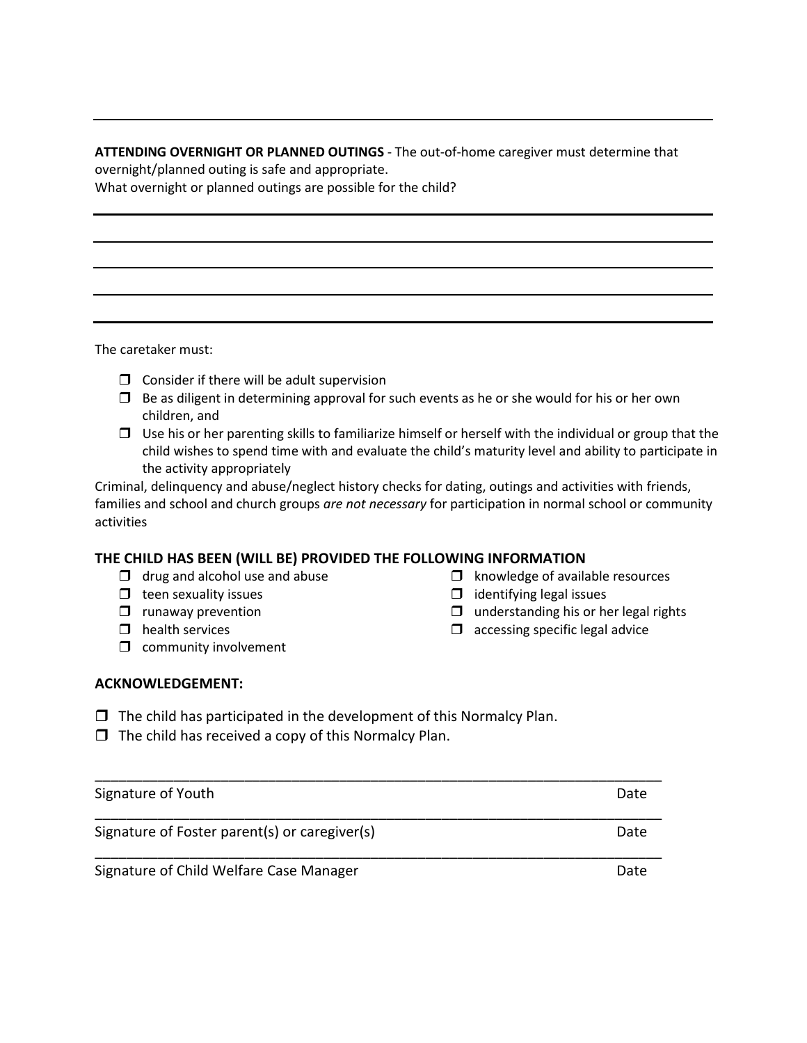**ATTENDING OVERNIGHT OR PLANNED OUTINGS** - The out-of-home caregiver must determine that overnight/planned outing is safe and appropriate.
What overnight or planned outings are possible for the child?

The caretaker must:

- ☐ Consider if there will be adult supervision
- ☐ Be as diligent in determining approval for such events as he or she would for his or her own children, and
- ☐ Use his or her parenting skills to familiarize himself or herself with the individual or group that the child wishes to spend time with and evaluate the child's maturity level and ability to participate in the activity appropriately

Criminal, delinquency and abuse/neglect history checks for dating, outings and activities with friends, families and school and church groups *are not necessary* for participation in normal school or community activities

**THE CHILD HAS BEEN (WILL BE) PROVIDED THE FOLLOWING INFORMATION**

- ☐ drug and alcohol use and abuse
- ☐ teen sexuality issues
- ☐ runaway prevention
- ☐ health services
- ☐ community involvement
- ☐ knowledge of available resources
- ☐ identifying legal issues
- ☐ understanding his or her legal rights
- ☐ accessing specific legal advice

**ACKNOWLEDGEMENT:**

- ☐ The child has participated in the development of this Normalcy Plan.
- ☐ The child has received a copy of this Normalcy Plan.

___________________________________________________________________________

Signature of Youth Date

___________________________________________________________________________

Signature of Foster parent(s) or caregiver(s) Date

___________________________________________________________________________

Signature of Child Welfare Case Manager Date